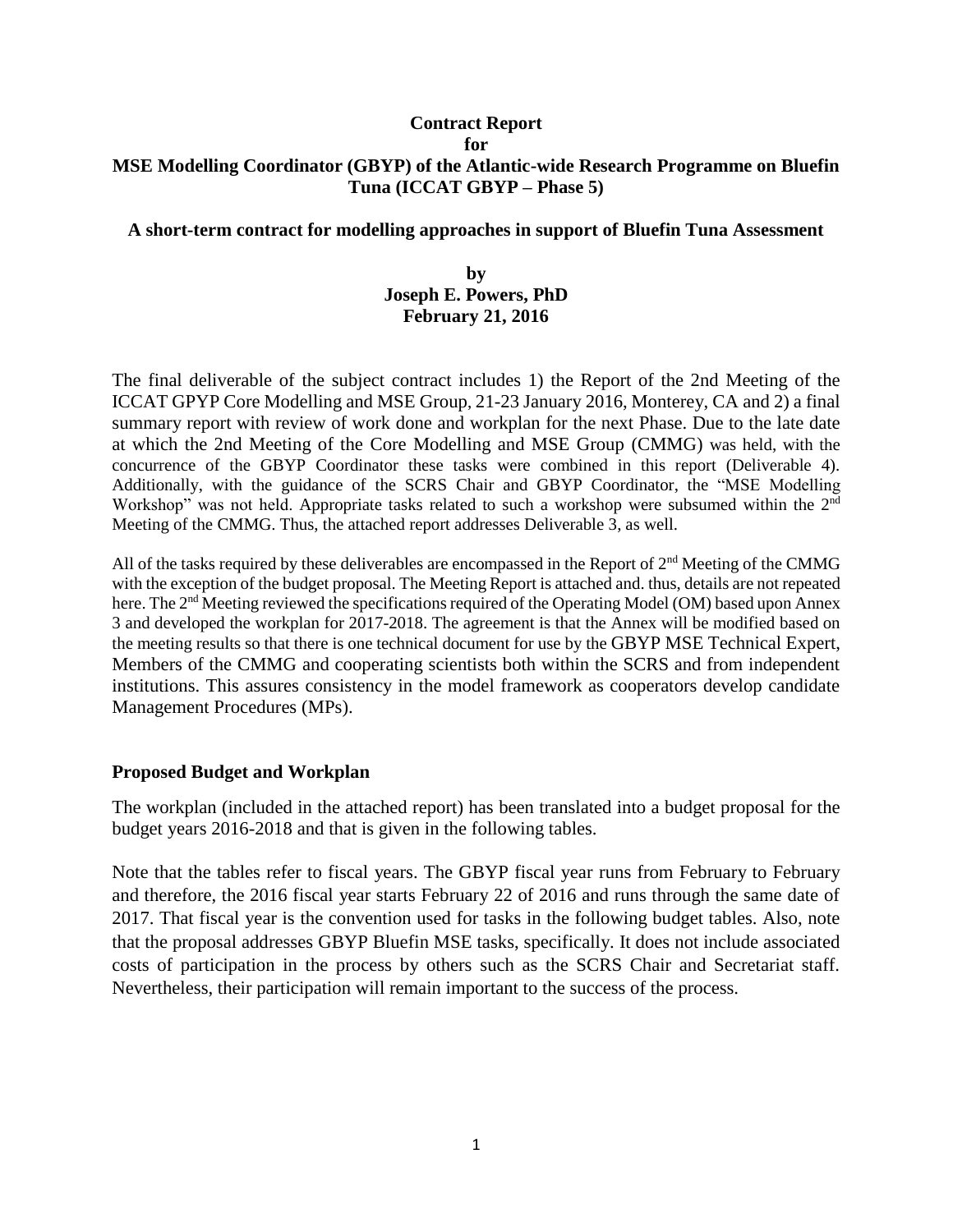**Contract Report**
**for**
**MSE Modelling Coordinator (GBYP) of the Atlantic-wide Research Programme on Bluefin Tuna (ICCAT GBYP – Phase 5)**

**A short-term contract for modelling approaches in support of Bluefin Tuna Assessment**

**by**
**Joseph E. Powers, PhD**
**February 21, 2016**

The final deliverable of the subject contract includes 1) the Report of the 2nd Meeting of the ICCAT GPYP Core Modelling and MSE Group, 21-23 January 2016, Monterey, CA and 2) a final summary report with review of work done and workplan for the next Phase. Due to the late date at which the 2nd Meeting of the Core Modelling and MSE Group (CMMG) was held, with the concurrence of the GBYP Coordinator these tasks were combined in this report (Deliverable 4). Additionally, with the guidance of the SCRS Chair and GBYP Coordinator, the "MSE Modelling Workshop" was not held. Appropriate tasks related to such a workshop were subsumed within the 2nd Meeting of the CMMG. Thus, the attached report addresses Deliverable 3, as well.

All of the tasks required by these deliverables are encompassed in the Report of 2nd Meeting of the CMMG with the exception of the budget proposal. The Meeting Report is attached and. thus, details are not repeated here. The 2nd Meeting reviewed the specifications required of the Operating Model (OM) based upon Annex 3 and developed the workplan for 2017-2018. The agreement is that the Annex will be modified based on the meeting results so that there is one technical document for use by the GBYP MSE Technical Expert, Members of the CMMG and cooperating scientists both within the SCRS and from independent institutions. This assures consistency in the model framework as cooperators develop candidate Management Procedures (MPs).

## Proposed Budget and Workplan

The workplan (included in the attached report) has been translated into a budget proposal for the budget years 2016-2018 and that is given in the following tables.

Note that the tables refer to fiscal years. The GBYP fiscal year runs from February to February and therefore, the 2016 fiscal year starts February 22 of 2016 and runs through the same date of 2017. That fiscal year is the convention used for tasks in the following budget tables. Also, note that the proposal addresses GBYP Bluefin MSE tasks, specifically. It does not include associated costs of participation in the process by others such as the SCRS Chair and Secretariat staff. Nevertheless, their participation will remain important to the success of the process.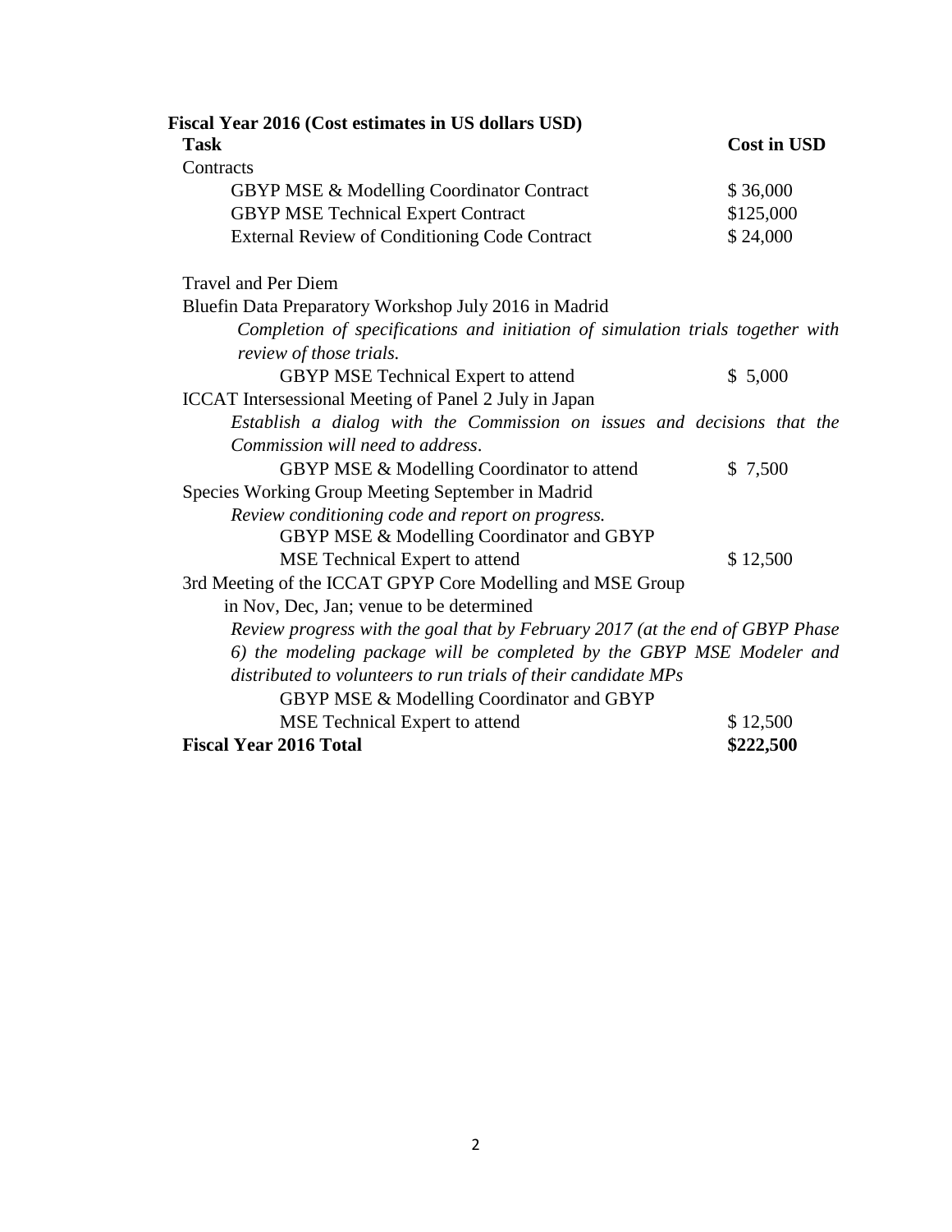**Fiscal Year 2016 (Cost estimates in US dollars USD)**

| Task | Cost in USD |
|---|---|
| Contracts | |
| GBYP MSE & Modelling Coordinator Contract | $ 36,000 |
| GBYP MSE Technical Expert Contract | $125,000 |
| External Review of Conditioning Code Contract | $ 24,000 |
| Travel and Per Diem | |
| Bluefin Data Preparatory Workshop July 2016 in Madrid | |
| *Completion of specifications and initiation of simulation trials together with review of those trials.* | |
| GBYP MSE Technical Expert to attend | $ 5,000 |
| ICCAT Intersessional Meeting of Panel 2 July in Japan | |
| *Establish a dialog with the Commission on issues and decisions that the Commission will need to address*. | |
| GBYP MSE & Modelling Coordinator to attend | $ 7,500 |
| Species Working Group Meeting September in Madrid | |
| *Review conditioning code and report on progress.* | |
| GBYP MSE & Modelling Coordinator and GBYP MSE Technical Expert to attend | $ 12,500 |
| 3rd Meeting of the ICCAT GPYP Core Modelling and MSE Group in Nov, Dec, Jan; venue to be determined | |
| *Review progress with the goal that by February 2017 (at the end of GBYP Phase 6) the modeling package will be completed by the GBYP MSE Modeler and distributed to volunteers to run trials of their candidate MPs* | |
| GBYP MSE & Modelling Coordinator and GBYP MSE Technical Expert to attend | $ 12,500 |
| **Fiscal Year 2016 Total** | **$222,500** |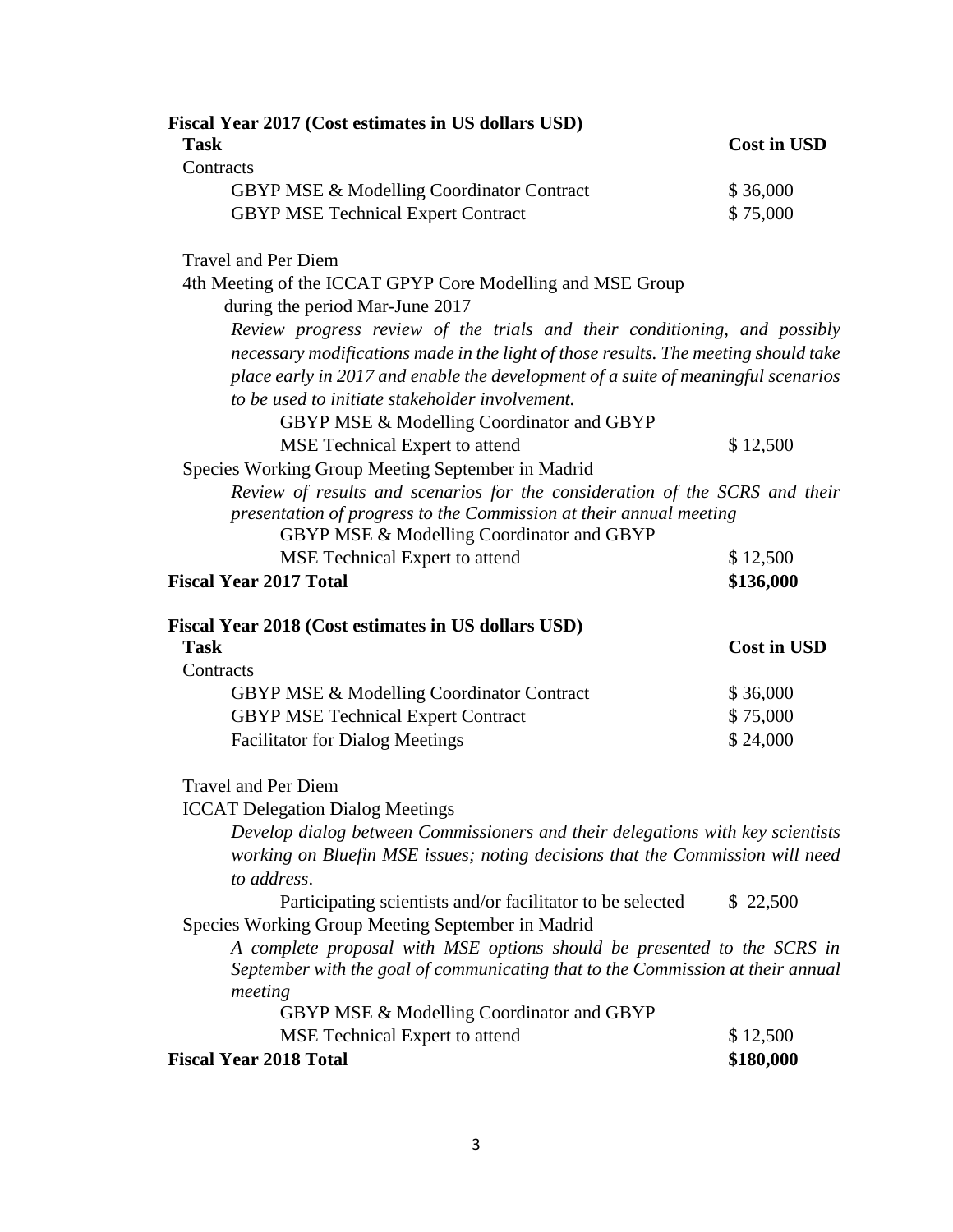**Fiscal Year 2017 (Cost estimates in US dollars USD)**

| **Task** | **Cost in USD** |
|---|---|
| Contracts | |
| GBYP MSE & Modelling Coordinator Contract | $ 36,000 |
| GBYP MSE Technical Expert Contract | $ 75,000 |
| | |
| Travel and Per Diem | |
| 4th Meeting of the ICCAT GPYP Core Modelling and MSE Group during the period Mar-June 2017 | |
| *Review progress review of the trials and their conditioning, and possibly necessary modifications made in the light of those results. The meeting should take place early in 2017 and enable the development of a suite of meaningful scenarios to be used to initiate stakeholder involvement.* | |
| GBYP MSE & Modelling Coordinator and GBYP MSE Technical Expert to attend | $ 12,500 |
| Species Working Group Meeting September in Madrid | |
| *Review of results and scenarios for the consideration of the SCRS and their presentation of progress to the Commission at their annual meeting* | |
| GBYP MSE & Modelling Coordinator and GBYP MSE Technical Expert to attend | $ 12,500 |
| **Fiscal Year 2017 Total** | **$136,000** |

**Fiscal Year 2018 (Cost estimates in US dollars USD)**

| **Task** | **Cost in USD** |
|---|---|
| Contracts | |
| GBYP MSE & Modelling Coordinator Contract | $ 36,000 |
| GBYP MSE Technical Expert Contract | $ 75,000 |
| Facilitator for Dialog Meetings | $ 24,000 |
| | |
| Travel and Per Diem | |
| ICCAT Delegation Dialog Meetings | |
| *Develop dialog between Commissioners and their delegations with key scientists working on Bluefin MSE issues; noting decisions that the Commission will need to address*. | |
| Participating scientists and/or facilitator to be selected | $ 22,500 |
| Species Working Group Meeting September in Madrid | |
| *A complete proposal with MSE options should be presented to the SCRS in September with the goal of communicating that to the Commission at their annual meeting* | |
| GBYP MSE & Modelling Coordinator and GBYP MSE Technical Expert to attend | $ 12,500 |
| **Fiscal Year 2018 Total** | **$180,000** |